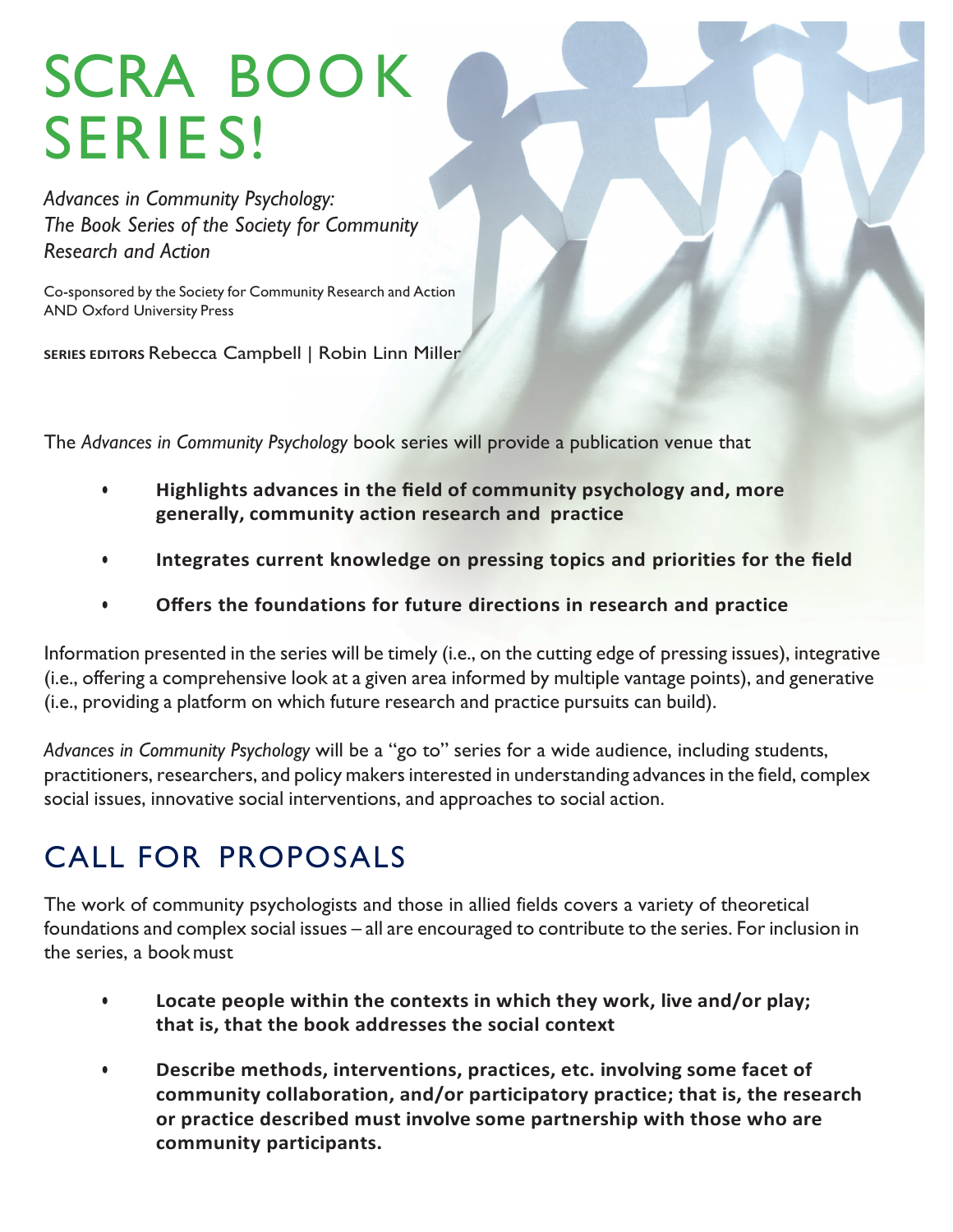# SCRA BOOK SERIES!

*Advances in Community Psychology: The Book Series of the Society for Community Research and Action*

Co-sponsored by the Society for Community Research and Action AND Oxford University Press

**SERIES EDITORS** Rebecca Campbell | Robin Linn Miller

The *Advances in Community Psychology* book series will provide a publication venue that

- **Highlights advances in the field of community psychology and, more generally, community action research and practice**
- **Integrates current knowledge on pressing topics and priorities for the field**
- **Offers the foundations for future directions in research and practice**

Information presented in the series will be timely (i.e., on the cutting edge of pressing issues), integrative (i.e., offering a comprehensive look at a given area informed by multiple vantage points), and generative (i.e., providing a platform on which future research and practice pursuits can build).

*Advances in Community Psychology* will be a "go to" series for a wide audience, including students, practitioners, researchers, and policy makers interested in understanding advances in the field, complex social issues, innovative social interventions, and approaches to social action.

## CALL FOR PROPOSALS

The work of community psychologists and those in allied fields covers a variety of theoretical foundations and complex social issues – all are encouraged to contribute to the series. For inclusion in the series, a book must

- **Locate people within the contexts in which they work, live and/or play; that is, that the book addresses the social context**
- **Describe methods, interventions, practices, etc. involving some facet of community collaboration, and/or participatory practice; that is, the research or practice described must involve some partnership with those who are community participants.**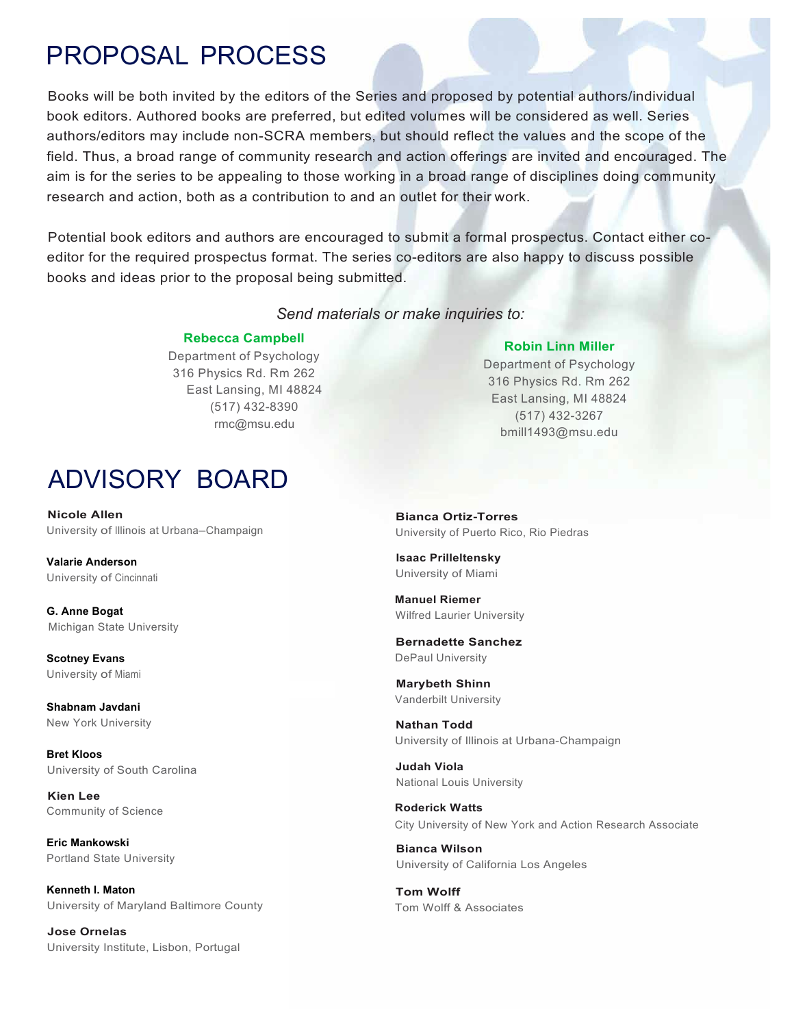# PROPOSAL PROCESS

Books will be both invited by the editors of the Series and proposed by potential authors/individual book editors. Authored books are preferred, but edited volumes will be considered as well. Series authors/editors may include non-SCRA members, but should reflect the values and the scope of the field. Thus, a broad range of community research and action offerings are invited and encouraged. The aim is for the series to be appealing to those working in a broad range of disciplines doing community research and action, both as a contribution to and an outlet for their work.

Potential book editors and authors are encouraged to submit a formal prospectus. Contact either co-editor for the required prospectus format. The series co-editors are also happy to discuss possible books and ideas prior to the proposal being submitted.

*Send materials or make inquiries to:*

**Rebecca Campbell**
Department of Psychology
316 Physics Rd. Rm 262
East Lansing, MI 48824
(517) 432-8390
rmc@msu.edu

**Robin Linn Miller**
Department of Psychology
316 Physics Rd. Rm 262
East Lansing, MI 48824
(517) 432-3267
bmill1493@msu.edu

# ADVISORY BOARD

**Nicole Allen**
University of Illinois at Urbana–Champaign

**Valarie Anderson**
University of Cincinnati

**G. Anne Bogat**
Michigan State University

**Scotney Evans**
University of Miami

**Shabnam Javdani**
New York University

**Bret Kloos**
University of South Carolina

**Kien Lee**
Community of Science

**Eric Mankowski**
Portland State University

**Kenneth I. Maton**
University of Maryland Baltimore County

**Jose Ornelas**
University Institute, Lisbon, Portugal

**Bianca Ortiz-Torres**
University of Puerto Rico, Rio Piedras

**Isaac Prilleltensky**
University of Miami

**Manuel Riemer**
Wilfred Laurier University

**Bernadette Sanchez**
DePaul University

**Marybeth Shinn**
Vanderbilt University

**Nathan Todd**
University of Illinois at Urbana-Champaign

**Judah Viola**
National Louis University

**Roderick Watts**
City University of New York and Action Research Associate

**Bianca Wilson**
University of California Los Angeles

**Tom Wolff**
Tom Wolff & Associates